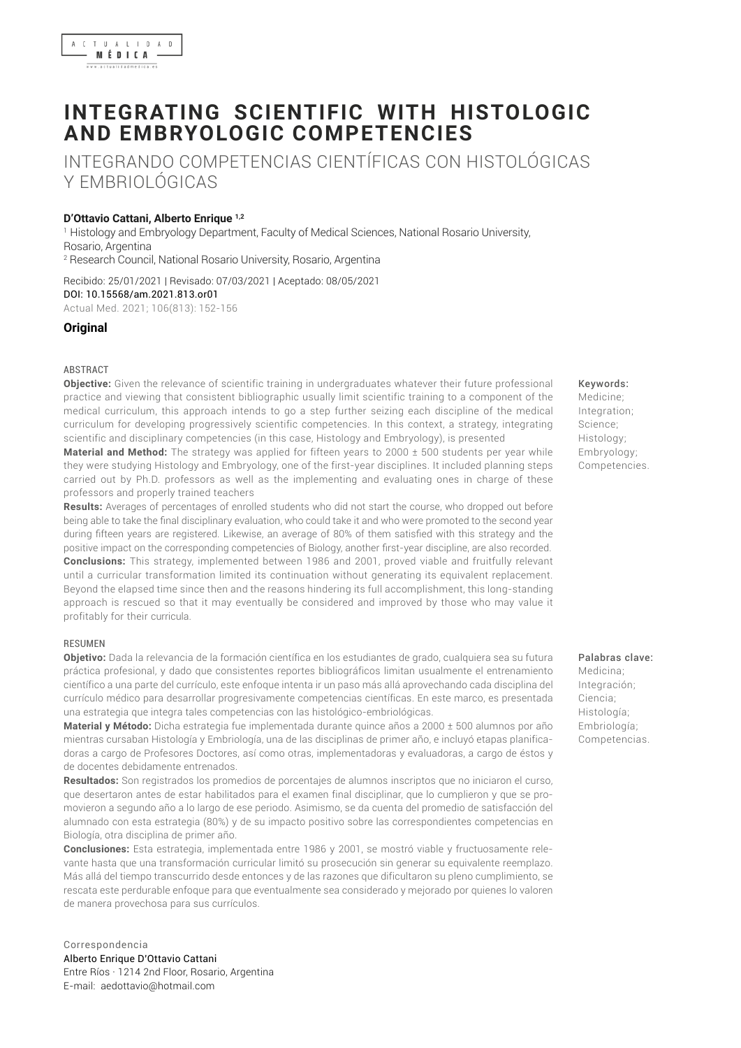# INTEGRATING SCIENTIFIC WITH HISTOLOGIC AND EMBRYOLOGIC COMPETENCIES

## INTEGRANDO COMPETENCIAS CIENTÍFICAS CON HISTOLÓGICAS Y EMBRIOLÓGICAS

**D'Ottavio Cattani, Alberto Enrique [1,2]**

[1] Histology and Embryology Department, Faculty of Medical Sciences, National Rosario University, Rosario, Argentina

[2] Research Council, National Rosario University, Rosario, Argentina

Recibido: 25/01/2021 | Revisado: 07/03/2021 | Aceptado: 08/05/2021

DOI: 10.15568/am.2021.813.or01

Actual Med. 2021; 106(813): 152-156

**Original**

### ABSTRACT

**Objective:** Given the relevance of scientific training in undergraduates whatever their future professional practice and viewing that consistent bibliographic usually limit scientific training to a component of the medical curriculum, this approach intends to go a step further seizing each discipline of the medical curriculum for developing progressively scientific competencies. In this context, a strategy, integrating scientific and disciplinary competencies (in this case, Histology and Embryology), is presented

**Material and Method:** The strategy was applied for fifteen years to 2000 ± 500 students per year while they were studying Histology and Embryology, one of the first-year disciplines. It included planning steps carried out by Ph.D. professors as well as the implementing and evaluating ones in charge of these professors and properly trained teachers

**Results:** Averages of percentages of enrolled students who did not start the course, who dropped out before being able to take the final disciplinary evaluation, who could take it and who were promoted to the second year during fifteen years are registered. Likewise, an average of 80% of them satisfied with this strategy and the positive impact on the corresponding competencies of Biology, another first-year discipline, are also recorded.

**Conclusions:** This strategy, implemented between 1986 and 2001, proved viable and fruitfully relevant until a curricular transformation limited its continuation without generating its equivalent replacement. Beyond the elapsed time since then and the reasons hindering its full accomplishment, this long-standing approach is rescued so that it may eventually be considered and improved by those who may value it profitably for their curricula.

**Keywords:** Medicine; Integration; Science; Histology; Embryology; Competencies.

### RESUMEN

**Objetivo:** Dada la relevancia de la formación científica en los estudiantes de grado, cualquiera sea su futura práctica profesional, y dado que consistentes reportes bibliográficos limitan usualmente el entrenamiento científico a una parte del currículo, este enfoque intenta ir un paso más allá aprovechando cada disciplina del currículo médico para desarrollar progresivamente competencias científicas. En este marco, es presentada una estrategia que integra tales competencias con las histológico-embriológicas.

**Material y Método:** Dicha estrategia fue implementada durante quince años a 2000 ± 500 alumnos por año mientras cursaban Histología y Embriología, una de las disciplinas de primer año, e incluyó etapas planificadoras a cargo de Profesores Doctores, así como otras, implementadoras y evaluadoras, a cargo de éstos y de docentes debidamente entrenados.

**Resultados:** Son registrados los promedios de porcentajes de alumnos inscriptos que no iniciaron el curso, que desertaron antes de estar habilitados para el examen final disciplinar, que lo cumplieron y que se promovieron a segundo año a lo largo de ese periodo. Asimismo, se da cuenta del promedio de satisfacción del alumnado con esta estrategia (80%) y de su impacto positivo sobre las correspondientes competencias en Biología, otra disciplina de primer año.

**Conclusiones:** Esta estrategia, implementada entre 1986 y 2001, se mostró viable y fructuosamente relevante hasta que una transformación curricular limitó su prosecución sin generar su equivalente reemplazo. Más allá del tiempo transcurrido desde entonces y de las razones que dificultaron su pleno cumplimiento, se rescata este perdurable enfoque para que eventualmente sea considerado y mejorado por quienes lo valoren de manera provechosa para sus currículos.

**Palabras clave:** Medicina; Integración; Ciencia; Histología; Embriología; Competencias.

Correspondencia

Alberto Enrique D'Ottavio Cattani

Entre Ríos · 1214 2nd Floor, Rosario, Argentina

E-mail: aedottavio@hotmail.com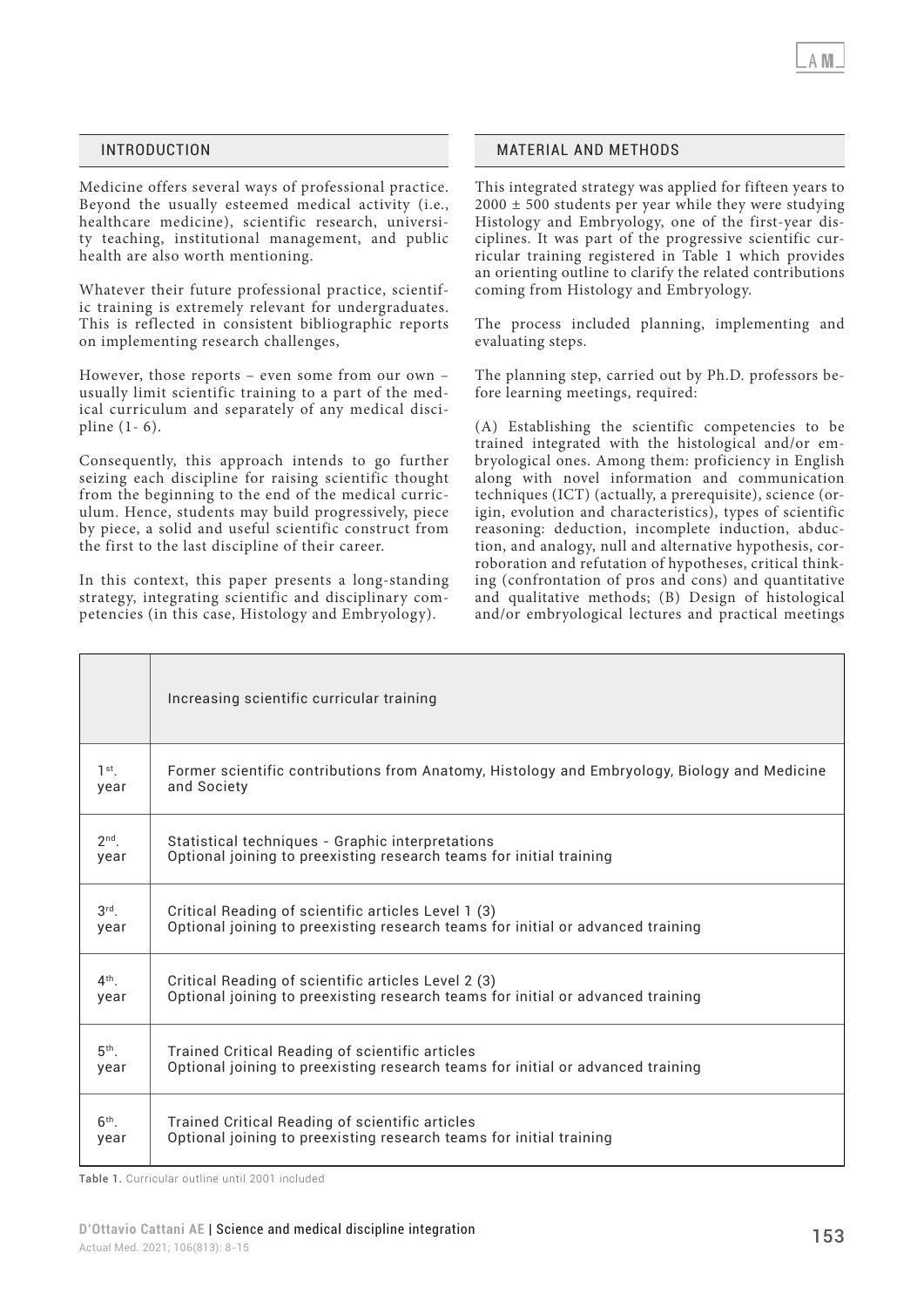## INTRODUCTION

Medicine offers several ways of professional practice. Beyond the usually esteemed medical activity (i.e., healthcare medicine), scientific research, university teaching, institutional management, and public health are also worth mentioning.

Whatever their future professional practice, scientific training is extremely relevant for undergraduates. This is reflected in consistent bibliographic reports on implementing research challenges,

However, those reports – even some from our own – usually limit scientific training to a part of the medical curriculum and separately of any medical discipline (1- 6).

Consequently, this approach intends to go further seizing each discipline for raising scientific thought from the beginning to the end of the medical curriculum. Hence, students may build progressively, piece by piece, a solid and useful scientific construct from the first to the last discipline of their career.

In this context, this paper presents a long-standing strategy, integrating scientific and disciplinary competencies (in this case, Histology and Embryology).

## MATERIAL AND METHODS

This integrated strategy was applied for fifteen years to $2000 \pm 500$ students per year while they were studying Histology and Embryology, one of the first-year disciplines. It was part of the progressive scientific curricular training registered in Table 1 which provides an orienting outline to clarify the related contributions coming from Histology and Embryology.

The process included planning, implementing and evaluating steps.

The planning step, carried out by Ph.D. professors before learning meetings, required:

(A) Establishing the scientific competencies to be trained integrated with the histological and/or embryological ones. Among them: proficiency in English along with novel information and communication techniques (ICT) (actually, a prerequisite), science (origin, evolution and characteristics), types of scientific reasoning: deduction, incomplete induction, abduction, and analogy, null and alternative hypothesis, corroboration and refutation of hypotheses, critical thinking (confrontation of pros and cons) and quantitative and qualitative methods; (B) Design of histological and/or embryological lectures and practical meetings

| | Increasing scientific curricular training |
|---|---|
| 1st. year | Former scientific contributions from Anatomy, Histology and Embryology, Biology and Medicine and Society |
| 2nd. year | Statistical techniques - Graphic interpretations<br>Optional joining to preexisting research teams for initial training |
| 3rd. year | Critical Reading of scientific articles Level 1 (3)<br>Optional joining to preexisting research teams for initial or advanced training |
| 4th. year | Critical Reading of scientific articles Level 2 (3)<br>Optional joining to preexisting research teams for initial or advanced training |
| 5th. year | Trained Critical Reading of scientific articles<br>Optional joining to preexisting research teams for initial or advanced training |
| 6th. year | Trained Critical Reading of scientific articles<br>Optional joining to preexisting research teams for initial training |

**Table 1.** Curricular outline until 2001 included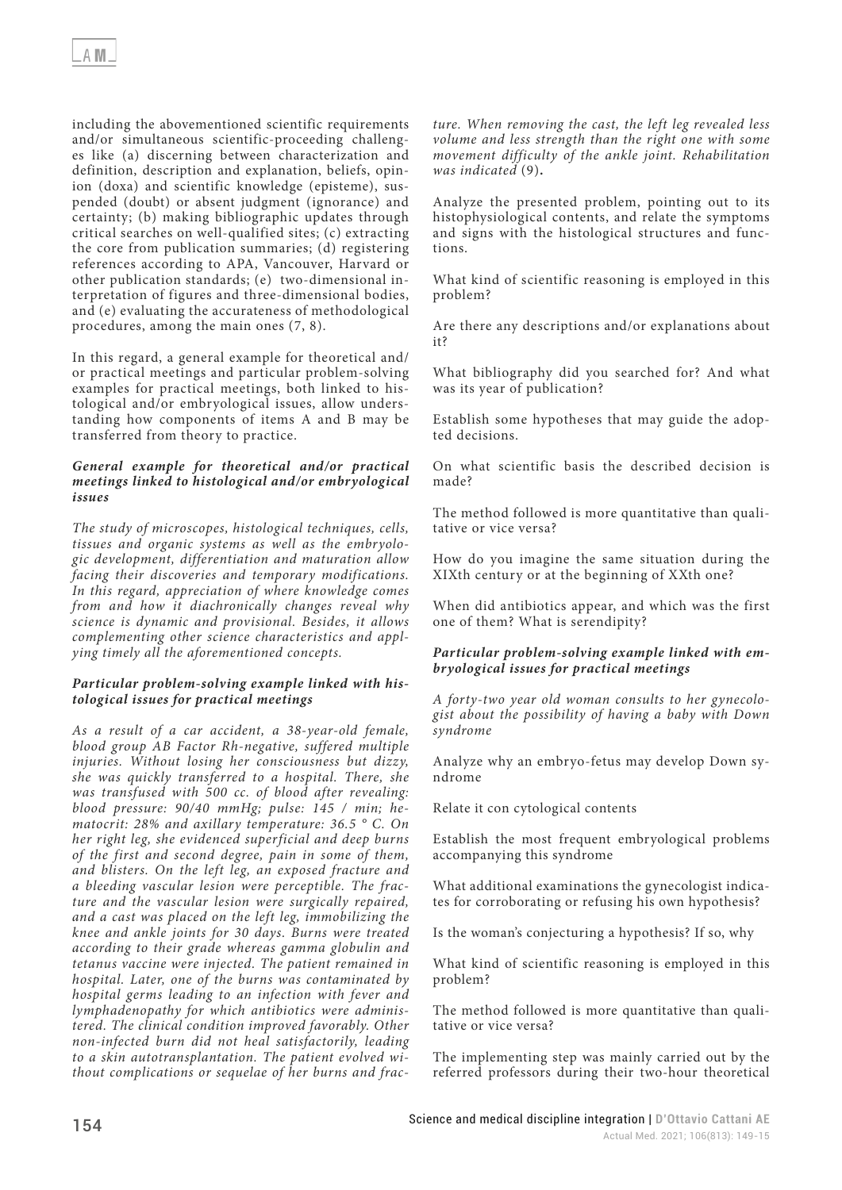including the abovementioned scientific requirements and/or simultaneous scientific-proceeding challenges like (a) discerning between characterization and definition, description and explanation, beliefs, opinion (doxa) and scientific knowledge (episteme), suspended (doubt) or absent judgment (ignorance) and certainty; (b) making bibliographic updates through critical searches on well-qualified sites; (c) extracting the core from publication summaries; (d) registering references according to APA, Vancouver, Harvard or other publication standards; (e) two-dimensional interpretation of figures and three-dimensional bodies, and (e) evaluating the accurateness of methodological procedures, among the main ones (7, 8).

In this regard, a general example for theoretical and/or practical meetings and particular problem-solving examples for practical meetings, both linked to histological and/or embryological issues, allow understanding how components of items A and B may be transferred from theory to practice.

***General example for theoretical and/or practical meetings linked to histological and/or embryological issues***

*The study of microscopes, histological techniques, cells, tissues and organic systems as well as the embryologic development, differentiation and maturation allow facing their discoveries and temporary modifications. In this regard, appreciation of where knowledge comes from and how it diachronically changes reveal why science is dynamic and provisional. Besides, it allows complementing other science characteristics and applying timely all the aforementioned concepts.*

***Particular problem-solving example linked with histological issues for practical meetings***

*As a result of a car accident, a 38-year-old female, blood group AB Factor Rh-negative, suffered multiple injuries. Without losing her consciousness but dizzy, she was quickly transferred to a hospital. There, she was transfused with 500 cc. of blood after revealing: blood pressure: 90/40 mmHg; pulse: 145 / min; hematocrit: 28% and axillary temperature: 36.5 ° C. On her right leg, she evidenced superficial and deep burns of the first and second degree, pain in some of them, and blisters. On the left leg, an exposed fracture and a bleeding vascular lesion were perceptible. The fracture and the vascular lesion were surgically repaired, and a cast was placed on the left leg, immobilizing the knee and ankle joints for 30 days. Burns were treated according to their grade whereas gamma globulin and tetanus vaccine were injected. The patient remained in hospital. Later, one of the burns was contaminated by hospital germs leading to an infection with fever and lymphadenopathy for which antibiotics were administered. The clinical condition improved favorably. Other non-infected burn did not heal satisfactorily, leading to a skin autotransplantation. The patient evolved without complications or sequelae of her burns and fracture. When removing the cast, the left leg revealed less volume and less strength than the right one with some movement difficulty of the ankle joint. Rehabilitation was indicated* (9)**.**

Analyze the presented problem, pointing out to its histophysiological contents, and relate the symptoms and signs with the histological structures and functions.

What kind of scientific reasoning is employed in this problem?

Are there any descriptions and/or explanations about it?

What bibliography did you searched for? And what was its year of publication?

Establish some hypotheses that may guide the adopted decisions.

On what scientific basis the described decision is made?

The method followed is more quantitative than qualitative or vice versa?

How do you imagine the same situation during the XIXth century or at the beginning of XXth one?

When did antibiotics appear, and which was the first one of them? What is serendipity?

***Particular problem-solving example linked with embryological issues for practical meetings***

*A forty-two year old woman consults to her gynecologist about the possibility of having a baby with Down syndrome*

Analyze why an embryo-fetus may develop Down syndrome

Relate it con cytological contents

Establish the most frequent embryological problems accompanying this syndrome

What additional examinations the gynecologist indicates for corroborating or refusing his own hypothesis?

Is the woman's conjecturing a hypothesis? If so, why

What kind of scientific reasoning is employed in this problem?

The method followed is more quantitative than qualitative or vice versa?

The implementing step was mainly carried out by the referred professors during their two-hour theoretical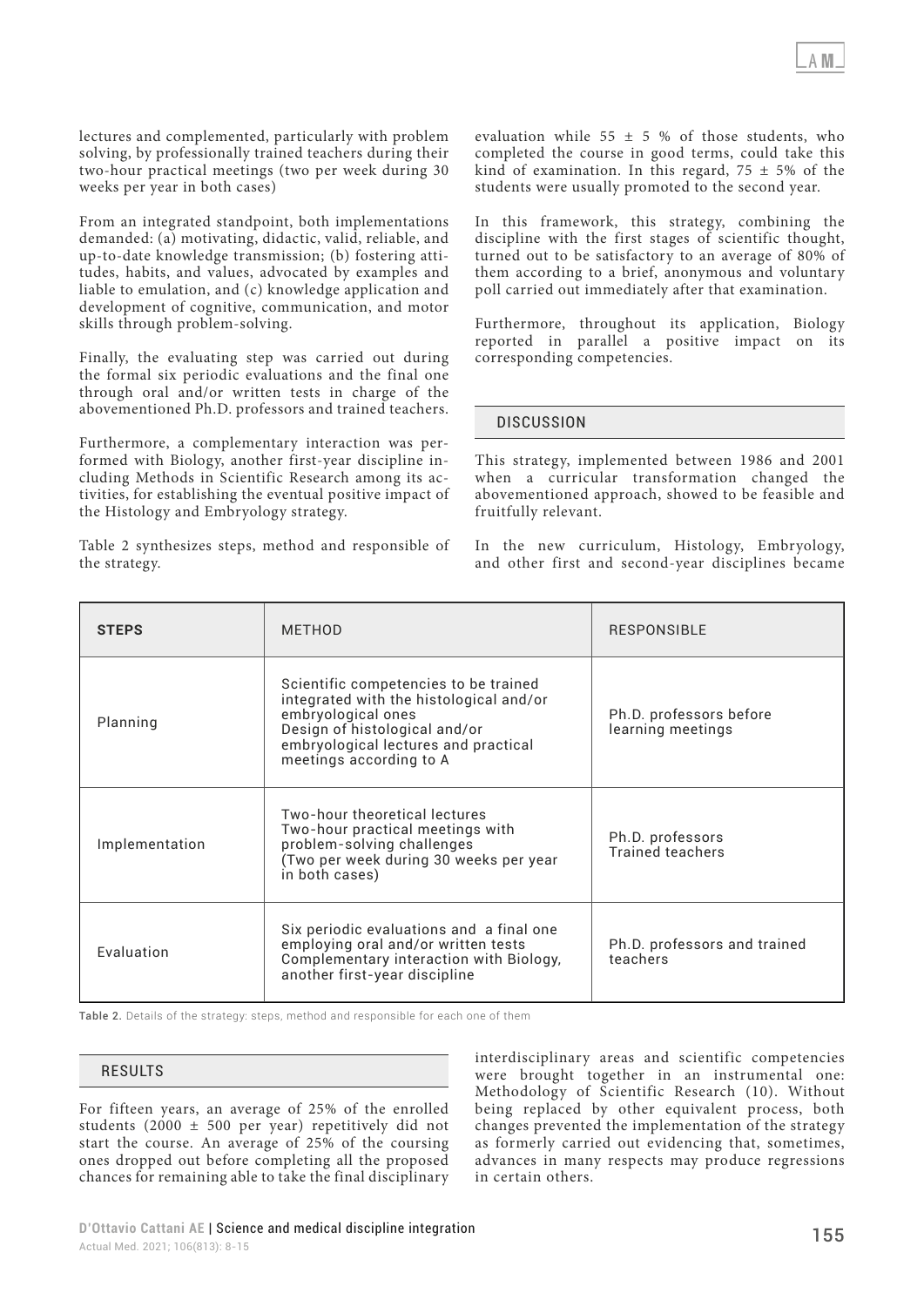lectures and complemented, particularly with problem solving, by professionally trained teachers during their two-hour practical meetings (two per week during 30 weeks per year in both cases)

From an integrated standpoint, both implementations demanded: (a) motivating, didactic, valid, reliable, and up-to-date knowledge transmission; (b) fostering attitudes, habits, and values, advocated by examples and liable to emulation, and (c) knowledge application and development of cognitive, communication, and motor skills through problem-solving.

Finally, the evaluating step was carried out during the formal six periodic evaluations and the final one through oral and/or written tests in charge of the abovementioned Ph.D. professors and trained teachers.

Furthermore, a complementary interaction was performed with Biology, another first-year discipline including Methods in Scientific Research among its activities, for establishing the eventual positive impact of the Histology and Embryology strategy.

Table 2 synthesizes steps, method and responsible of the strategy.

| STEPS | METHOD | RESPONSIBLE |
|---|---|---|
| Planning | Scientific competencies to be trained integrated with the histological and/or embryological ones<br>Design of histological and/or embryological lectures and practical meetings according to A | Ph.D. professors before learning meetings |
| Implementation | Two-hour theoretical lectures<br>Two-hour practical meetings with problem-solving challenges<br>(Two per week during 30 weeks per year in both cases) | Ph.D. professors<br>Trained teachers |
| Evaluation | Six periodic evaluations and a final one employing oral and/or written tests<br>Complementary interaction with Biology, another first-year discipline | Ph.D. professors and trained teachers |

**Table 2.** Details of the strategy: steps, method and responsible for each one of them

## RESULTS

For fifteen years, an average of 25% of the enrolled students (2000 ± 500 per year) repetitively did not start the course. An average of 25% of the coursing ones dropped out before completing all the proposed chances for remaining able to take the final disciplinary evaluation while 55 ± 5 % of those students, who completed the course in good terms, could take this kind of examination. In this regard, 75 ± 5% of the students were usually promoted to the second year.

In this framework, this strategy, combining the discipline with the first stages of scientific thought, turned out to be satisfactory to an average of 80% of them according to a brief, anonymous and voluntary poll carried out immediately after that examination.

Furthermore, throughout its application, Biology reported in parallel a positive impact on its corresponding competencies.

## DISCUSSION

This strategy, implemented between 1986 and 2001 when a curricular transformation changed the abovementioned approach, showed to be feasible and fruitfully relevant.

In the new curriculum, Histology, Embryology, and other first and second-year disciplines became interdisciplinary areas and scientific competencies were brought together in an instrumental one: Methodology of Scientific Research (10). Without being replaced by other equivalent process, both changes prevented the implementation of the strategy as formerly carried out evidencing that, sometimes, advances in many respects may produce regressions in certain others.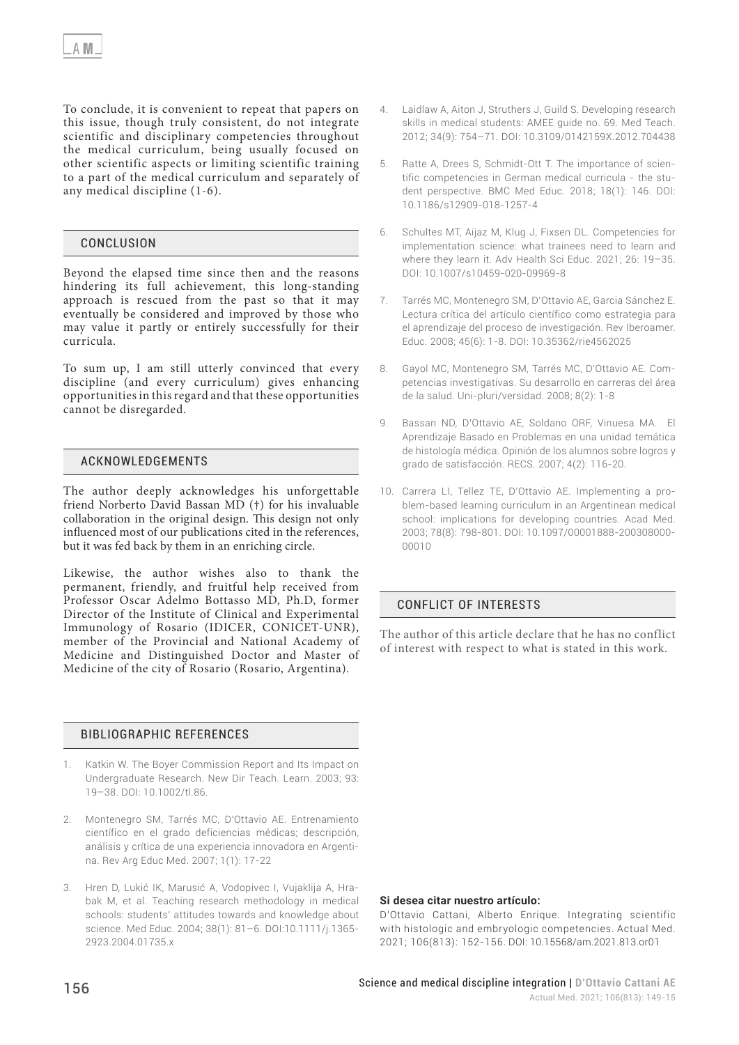To conclude, it is convenient to repeat that papers on this issue, though truly consistent, do not integrate scientific and disciplinary competencies throughout the medical curriculum, being usually focused on other scientific aspects or limiting scientific training to a part of the medical curriculum and separately of any medical discipline (1-6).

## CONCLUSION

Beyond the elapsed time since then and the reasons hindering its full achievement, this long-standing approach is rescued from the past so that it may eventually be considered and improved by those who may value it partly or entirely successfully for their curricula.

To sum up, I am still utterly convinced that every discipline (and every curriculum) gives enhancing opportunities in this regard and that these opportunities cannot be disregarded.

## ACKNOWLEDGEMENTS

The author deeply acknowledges his unforgettable friend Norberto David Bassan MD (†) for his invaluable collaboration in the original design. This design not only influenced most of our publications cited in the references, but it was fed back by them in an enriching circle.

Likewise, the author wishes also to thank the permanent, friendly, and fruitful help received from Professor Oscar Adelmo Bottasso MD, Ph.D, former Director of the Institute of Clinical and Experimental Immunology of Rosario (IDICER, CONICET-UNR), member of the Provincial and National Academy of Medicine and Distinguished Doctor and Master of Medicine of the city of Rosario (Rosario, Argentina).

## BIBLIOGRAPHIC REFERENCES

1. Katkin W. The Boyer Commission Report and Its Impact on Undergraduate Research. New Dir Teach. Learn. 2003; 93: 19–38. DOI: 10.1002/tl.86.
2. Montenegro SM, Tarrés MC, D'Ottavio AE. Entrenamiento científico en el grado deficiencias médicas; descripción, análisis y crítica de una experiencia innovadora en Argentina. Rev Arg Educ Med. 2007; 1(1): 17-22
3. Hren D, Lukić IK, Marusić A, Vodopivec I, Vujaklija A, Hrabak M, et al. Teaching research methodology in medical schools: students' attitudes towards and knowledge about science. Med Educ. 2004; 38(1): 81–6. DOI:10.1111/j.1365-2923.2004.01735.x
4. Laidlaw A, Aiton J, Struthers J, Guild S. Developing research skills in medical students: AMEE guide no. 69. Med Teach. 2012; 34(9): 754–71. DOI: 10.3109/0142159X.2012.704438
5. Ratte A, Drees S, Schmidt-Ott T. The importance of scientific competencies in German medical curricula - the student perspective. BMC Med Educ. 2018; 18(1): 146. DOI: 10.1186/s12909-018-1257-4
6. Schultes MT, Aijaz M, Klug J, Fixsen DL. Competencies for implementation science: what trainees need to learn and where they learn it. Adv Health Sci Educ. 2021; 26: 19–35. DOI: 10.1007/s10459-020-09969-8
7. Tarrés MC, Montenegro SM, D'Ottavio AE, Garcia Sánchez E. Lectura crítica del artículo científico como estrategia para el aprendizaje del proceso de investigación. Rev Iberoamer. Educ. 2008; 45(6): 1-8. DOI: 10.35362/rie4562025
8. Gayol MC, Montenegro SM, Tarrés MC, D'Ottavio AE. Competencias investigativas. Su desarrollo en carreras del área de la salud. Uni-pluri/versidad. 2008; 8(2): 1-8
9. Bassan ND, D'Ottavio AE, Soldano ORF, Vinuesa MA. El Aprendizaje Basado en Problemas en una unidad temática de histología médica. Opinión de los alumnos sobre logros y grado de satisfacción. RECS. 2007; 4(2): 116-20.
10. Carrera LI, Tellez TE, D'Ottavio AE. Implementing a problem-based learning curriculum in an Argentinean medical school: implications for developing countries. Acad Med. 2003; 78(8): 798-801. DOI: 10.1097/00001888-200308000-00010

## CONFLICT OF INTERESTS

The author of this article declare that he has no conflict of interest with respect to what is stated in this work.

**Si desea citar nuestro artículo:**

D'Ottavio Cattani, Alberto Enrique. Integrating scientific with histologic and embryologic competencies. Actual Med. 2021; 106(813): 152-156. DOI: 10.15568/am.2021.813.or01